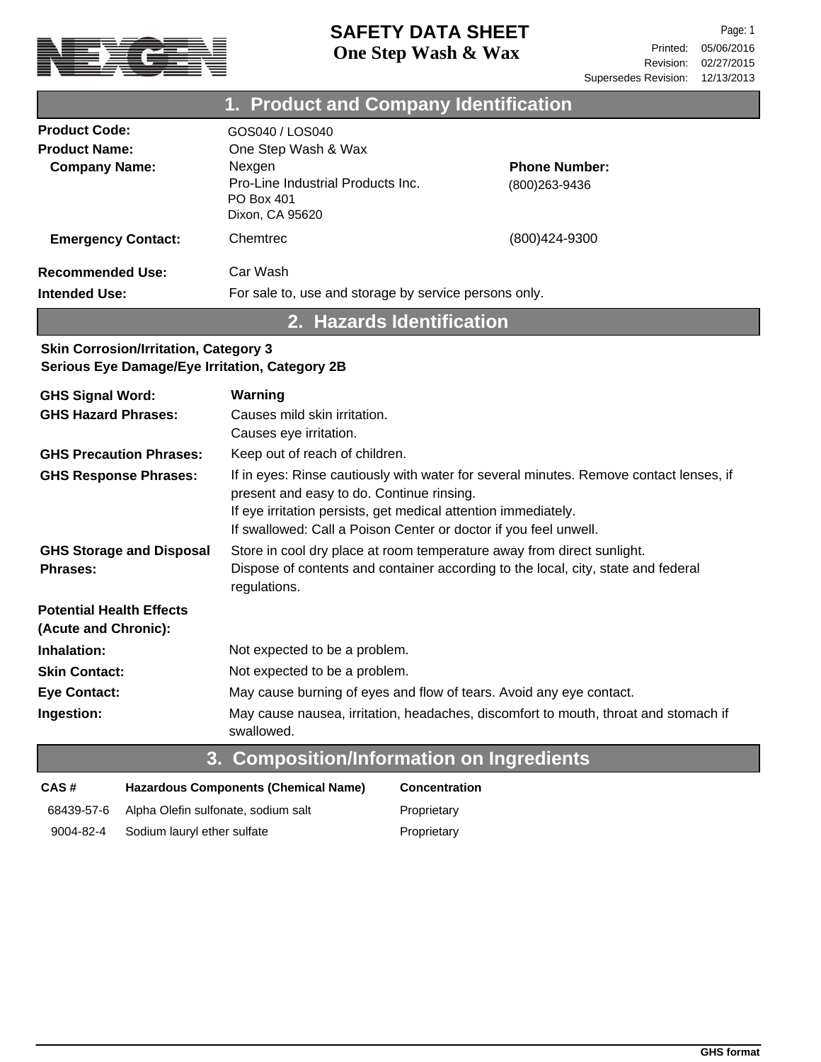# SAFETY DATA SHEET

**One Step Wash & Wax**

Printed: 05/06/2016
Revision: 02/27/2015
Supersedes Revision: 12/13/2013

## 1. Product and Company Identification

**Product Code:** GOS040 / LOS040

**Product Name:** One Step Wash & Wax

**Company Name:** Nexgen
Pro-Line Industrial Products Inc.
PO Box 401
Dixon, CA 95620

**Phone Number:** (800)263-9436

**Emergency Contact:** Chemtrec (800)424-9300

**Recommended Use:** Car Wash

**Intended Use:** For sale to, use and storage by service persons only.

## 2. Hazards Identification

**Skin Corrosion/Irritation, Category 3**
**Serious Eye Damage/Eye Irritation, Category 2B**

**GHS Signal Word:** **Warning**

**GHS Hazard Phrases:** Causes mild skin irritation.
Causes eye irritation.

**GHS Precaution Phrases:** Keep out of reach of children.

**GHS Response Phrases:** If in eyes: Rinse cautiously with water for several minutes. Remove contact lenses, if present and easy to do. Continue rinsing.
If eye irritation persists, get medical attention immediately.
If swallowed: Call a Poison Center or doctor if you feel unwell.

**GHS Storage and Disposal Phrases:** Store in cool dry place at room temperature away from direct sunlight.
Dispose of contents and container according to the local, city, state and federal regulations.

**Potential Health Effects (Acute and Chronic):**

**Inhalation:** Not expected to be a problem.

**Skin Contact:** Not expected to be a problem.

**Eye Contact:** May cause burning of eyes and flow of tears. Avoid any eye contact.

**Ingestion:** May cause nausea, irritation, headaches, discomfort to mouth, throat and stomach if swallowed.

## 3. Composition/Information on Ingredients

| CAS # | Hazardous Components (Chemical Name) | Concentration |
|---|---|---|
| 68439-57-6 | Alpha Olefin sulfonate, sodium salt | Proprietary |
| 9004-82-4 | Sodium lauryl ether sulfate | Proprietary |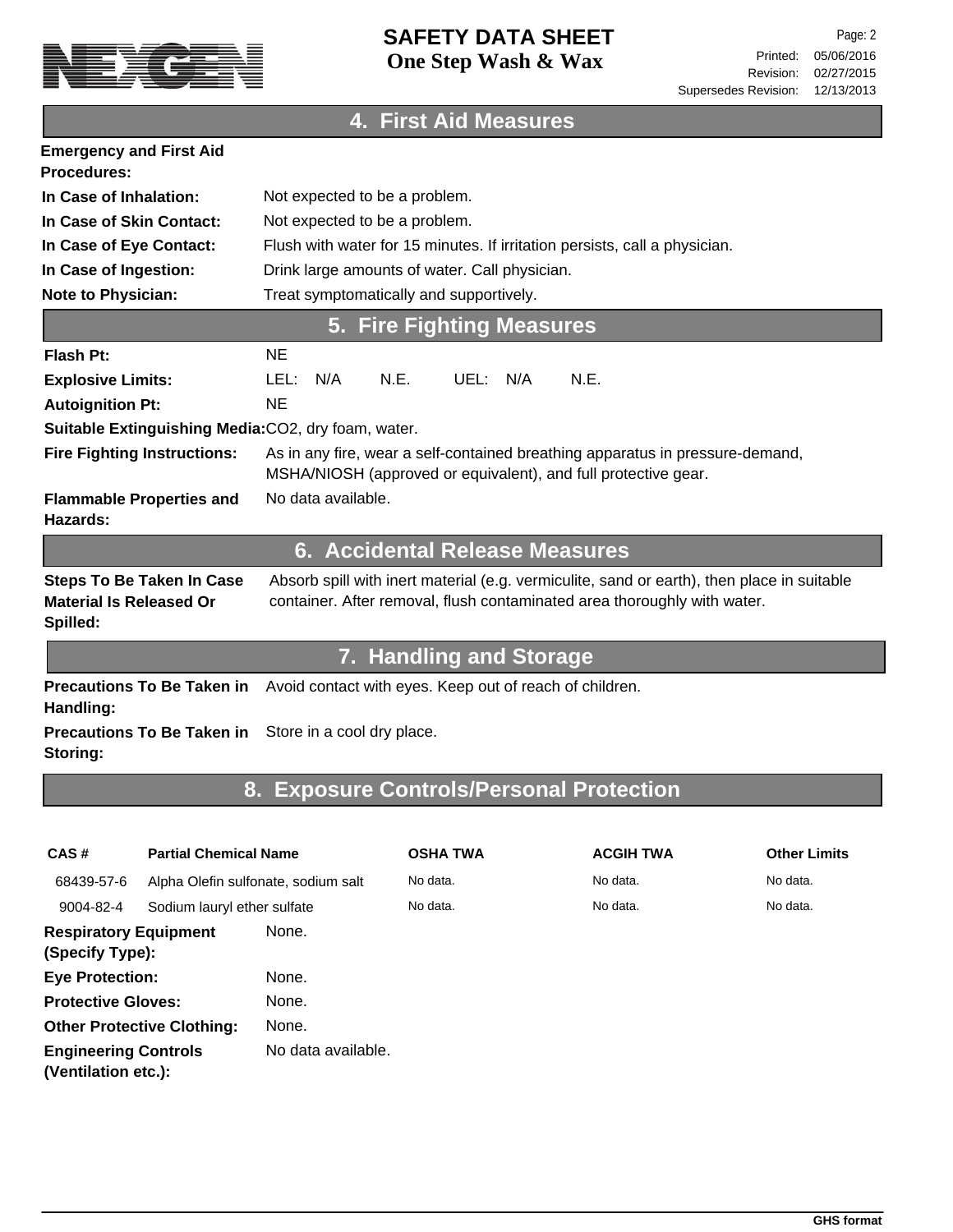## 4. First Aid Measures

**Emergency and First Aid Procedures:**

**In Case of Inhalation:** Not expected to be a problem.

**In Case of Skin Contact:** Not expected to be a problem.

**In Case of Eye Contact:** Flush with water for 15 minutes. If irritation persists, call a physician.

**In Case of Ingestion:** Drink large amounts of water. Call physician.

**Note to Physician:** Treat symptomatically and supportively.

## 5. Fire Fighting Measures

**Flash Pt:** NE

**Explosive Limits:** LEL: N/A N.E. UEL: N/A N.E.

**Autoignition Pt:** NE

**Suitable Extinguishing Media:** $CO_2$, dry foam, water.

**Fire Fighting Instructions:** As in any fire, wear a self-contained breathing apparatus in pressure-demand, MSHA/NIOSH (approved or equivalent), and full protective gear.

**Flammable Properties and Hazards:** No data available.

## 6. Accidental Release Measures

**Steps To Be Taken In Case Material Is Released Or Spilled:** Absorb spill with inert material (e.g. vermiculite, sand or earth), then place in suitable container. After removal, flush contaminated area thoroughly with water.

## 7. Handling and Storage

**Precautions To Be Taken in Handling:** Avoid contact with eyes. Keep out of reach of children.

**Precautions To Be Taken in Storing:** Store in a cool dry place.

## 8. Exposure Controls/Personal Protection

| CAS # | Partial Chemical Name | OSHA TWA | ACGIH TWA | Other Limits |
|---|---|---|---|---|
| 68439-57-6 | Alpha Olefin sulfonate, sodium salt | No data. | No data. | No data. |
| 9004-82-4 | Sodium lauryl ether sulfate | No data. | No data. | No data. |

**Respiratory Equipment (Specify Type):** None.

**Eye Protection:** None.

**Protective Gloves:** None.

**Other Protective Clothing:** None.

**Engineering Controls (Ventilation etc.):** No data available.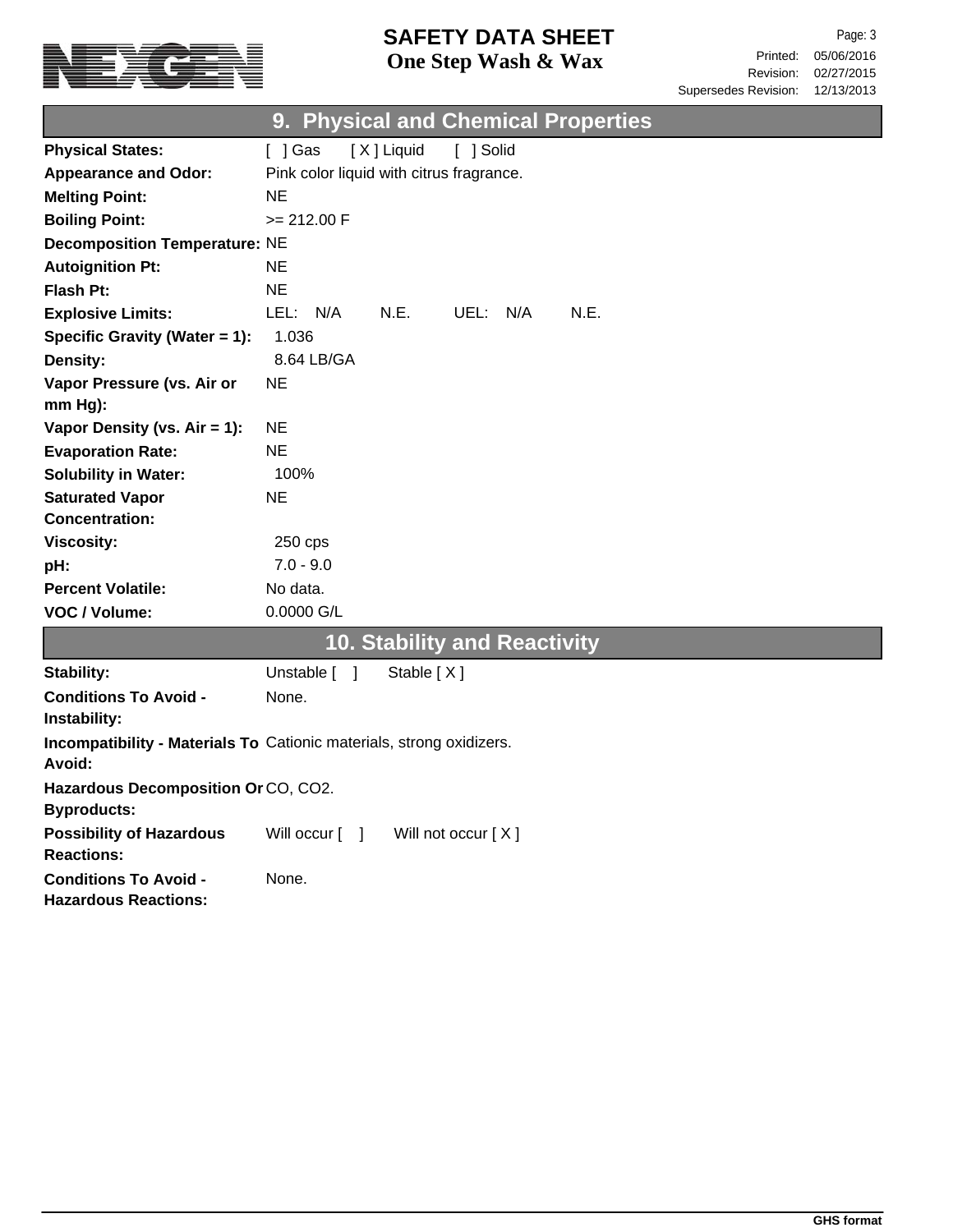## 9. Physical and Chemical Properties

| | |
|---|---|
| **Physical States:** | [ ] Gas [ X ] Liquid [ ] Solid |
| **Appearance and Odor:** | Pink color liquid with citrus fragrance. |
| **Melting Point:** | NE |
| **Boiling Point:** | >= 212.00 F |
| **Decomposition Temperature:** | NE |
| **Autoignition Pt:** | NE |
| **Flash Pt:** | NE |
| **Explosive Limits:** | LEL: N/A N.E. UEL: N/A N.E. |
| **Specific Gravity (Water = 1):** | 1.036 |
| **Density:** | 8.64 LB/GA |
| **Vapor Pressure (vs. Air or mm Hg):** | NE |
| **Vapor Density (vs. Air = 1):** | NE |
| **Evaporation Rate:** | NE |
| **Solubility in Water:** | 100% |
| **Saturated Vapor Concentration:** | NE |
| **Viscosity:** | 250 cps |
| **pH:** | 7.0 - 9.0 |
| **Percent Volatile:** | No data. |
| **VOC / Volume:** | 0.0000 G/L |

## 10. Stability and Reactivity

| | |
|---|---|
| **Stability:** | Unstable [ ] Stable [ X ] |
| **Conditions To Avoid - Instability:** | None. |
| **Incompatibility - Materials To Avoid:** | Cationic materials, strong oxidizers. |
| **Hazardous Decomposition Or Byproducts:** | CO, $CO_2$. |
| **Possibility of Hazardous Reactions:** | Will occur [ ] Will not occur [ X ] |
| **Conditions To Avoid - Hazardous Reactions:** | None. |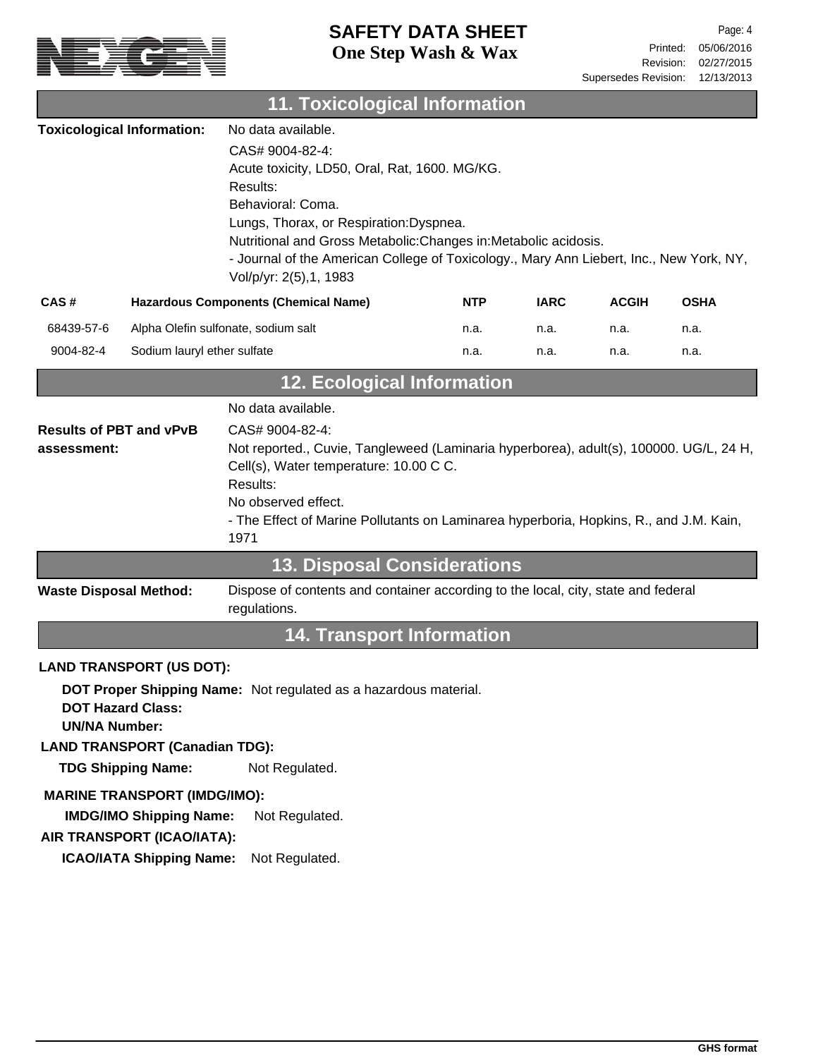## 11. Toxicological Information

**Toxicological Information:** No data available.

CAS# 9004-82-4:
Acute toxicity, LD50, Oral, Rat, 1600. MG/KG.
Results:
Behavioral: Coma.
Lungs, Thorax, or Respiration:Dyspnea.
Nutritional and Gross Metabolic:Changes in:Metabolic acidosis.
- Journal of the American College of Toxicology., Mary Ann Liebert, Inc., New York, NY, Vol/p/yr: 2(5),1, 1983

| CAS # | Hazardous Components (Chemical Name) | NTP | IARC | ACGIH | OSHA |
|---|---|---|---|---|---|
| 68439-57-6 | Alpha Olefin sulfonate, sodium salt | n.a. | n.a. | n.a. | n.a. |
| 9004-82-4 | Sodium lauryl ether sulfate | n.a. | n.a. | n.a. | n.a. |

## 12. Ecological Information

No data available.

**Results of PBT and vPvB assessment:** CAS# 9004-82-4:
Not reported., Cuvie, Tangleweed (Laminaria hyperborea), adult(s), 100000. UG/L, 24 H, Cell(s), Water temperature: 10.00 C C.
Results:
No observed effect.
- The Effect of Marine Pollutants on Laminarea hyperboria, Hopkins, R., and J.M. Kain, 1971

## 13. Disposal Considerations

**Waste Disposal Method:** Dispose of contents and container according to the local, city, state and federal regulations.

## 14. Transport Information

**LAND TRANSPORT (US DOT):**

**DOT Proper Shipping Name:** Not regulated as a hazardous material.
**DOT Hazard Class:**
**UN/NA Number:**

**LAND TRANSPORT (Canadian TDG):**

**TDG Shipping Name:** Not Regulated.

**MARINE TRANSPORT (IMDG/IMO):**

**IMDG/IMO Shipping Name:** Not Regulated.

**AIR TRANSPORT (ICAO/IATA):**

**ICAO/IATA Shipping Name:** Not Regulated.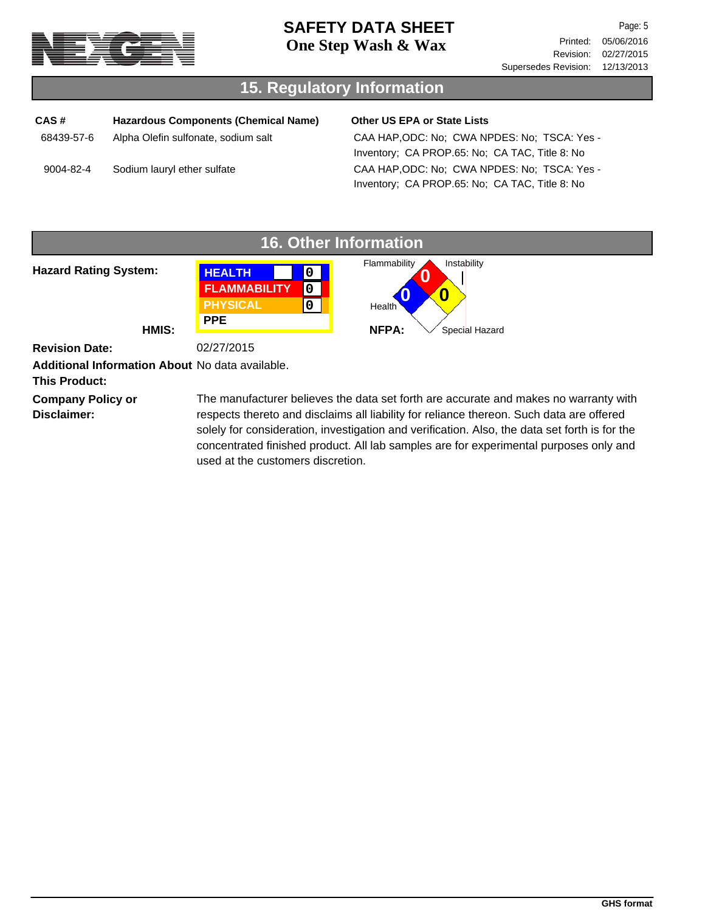## 15. Regulatory Information

| CAS # | Hazardous Components (Chemical Name) | Other US EPA or State Lists |
| --- | --- | --- |
| 68439-57-6 | Alpha Olefin sulfonate, sodium salt | CAA HAP,ODC: No; CWA NPDES: No; TSCA: Yes - Inventory; CA PROP.65: No; CA TAC, Title 8: No |
| 9004-82-4 | Sodium lauryl ether sulfate | CAA HAP,ODC: No; CWA NPDES: No; TSCA: Yes - Inventory; CA PROP.65: No; CA TAC, Title 8: No |

## 16. Other Information

**Hazard Rating System:**

**HMIS:**

| | |
| --- | --- |
| HEALTH | 0 |
| FLAMMABILITY | 0 |
| PHYSICAL | 0 |
| PPE | |

**NFPA:**

Flammability: 0
Instability: 0
Health: 0
Special Hazard:

**Revision Date:** 02/27/2015

**Additional Information About This Product:** No data available.

**Company Policy or Disclaimer:** The manufacturer believes the data set forth are accurate and makes no warranty with respects thereto and disclaims all liability for reliance thereon. Such data are offered solely for consideration, investigation and verification. Also, the data set forth is for the concentrated finished product. All lab samples are for experimental purposes only and used at the customers discretion.